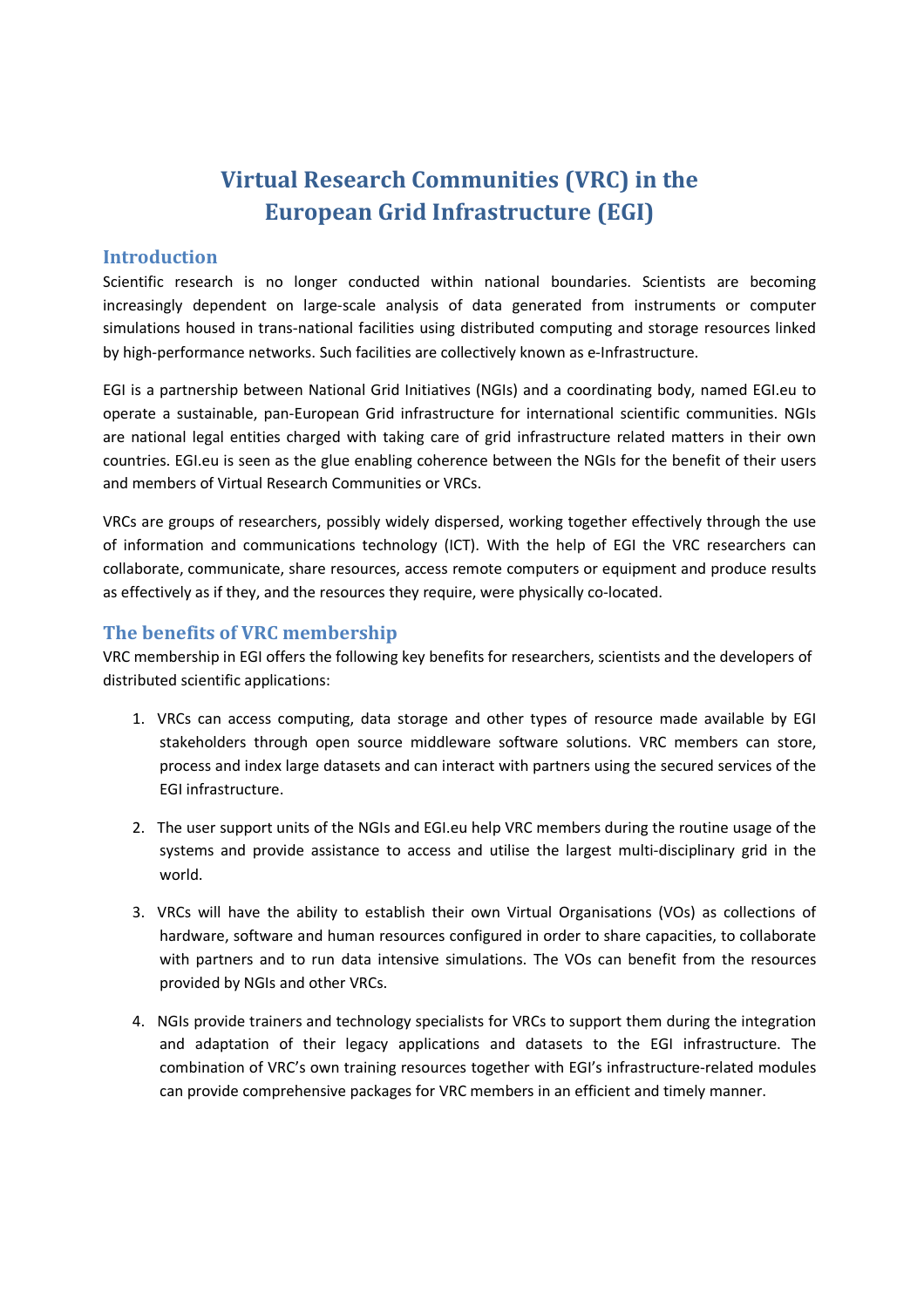# Virtual Research Communities (VRC) in the European Grid Infrastructure (EGI)

## Introduction

Scientific research is no longer conducted within national boundaries. Scientists are becoming increasingly dependent on large-scale analysis of data generated from instruments or computer simulations housed in trans-national facilities using distributed computing and storage resources linked by high-performance networks. Such facilities are collectively known as e-Infrastructure.

EGI is a partnership between National Grid Initiatives (NGIs) and a coordinating body, named EGI.eu to operate a sustainable, pan-European Grid infrastructure for international scientific communities. NGIs are national legal entities charged with taking care of grid infrastructure related matters in their own countries. EGI.eu is seen as the glue enabling coherence between the NGIs for the benefit of their users and members of Virtual Research Communities or VRCs.

VRCs are groups of researchers, possibly widely dispersed, working together effectively through the use of information and communications technology (ICT). With the help of EGI the VRC researchers can collaborate, communicate, share resources, access remote computers or equipment and produce results as effectively as if they, and the resources they require, were physically co-located.

## The benefits of VRC membership

VRC membership in EGI offers the following key benefits for researchers, scientists and the developers of distributed scientific applications:

1. VRCs can access computing, data storage and other types of resource made available by EGI stakeholders through open source middleware software solutions. VRC members can store, process and index large datasets and can interact with partners using the secured services of the EGI infrastructure.

2. The user support units of the NGIs and EGI.eu help VRC members during the routine usage of the systems and provide assistance to access and utilise the largest multi-disciplinary grid in the world.

3. VRCs will have the ability to establish their own Virtual Organisations (VOs) as collections of hardware, software and human resources configured in order to share capacities, to collaborate with partners and to run data intensive simulations. The VOs can benefit from the resources provided by NGIs and other VRCs.

4. NGIs provide trainers and technology specialists for VRCs to support them during the integration and adaptation of their legacy applications and datasets to the EGI infrastructure. The combination of VRC's own training resources together with EGI's infrastructure-related modules can provide comprehensive packages for VRC members in an efficient and timely manner.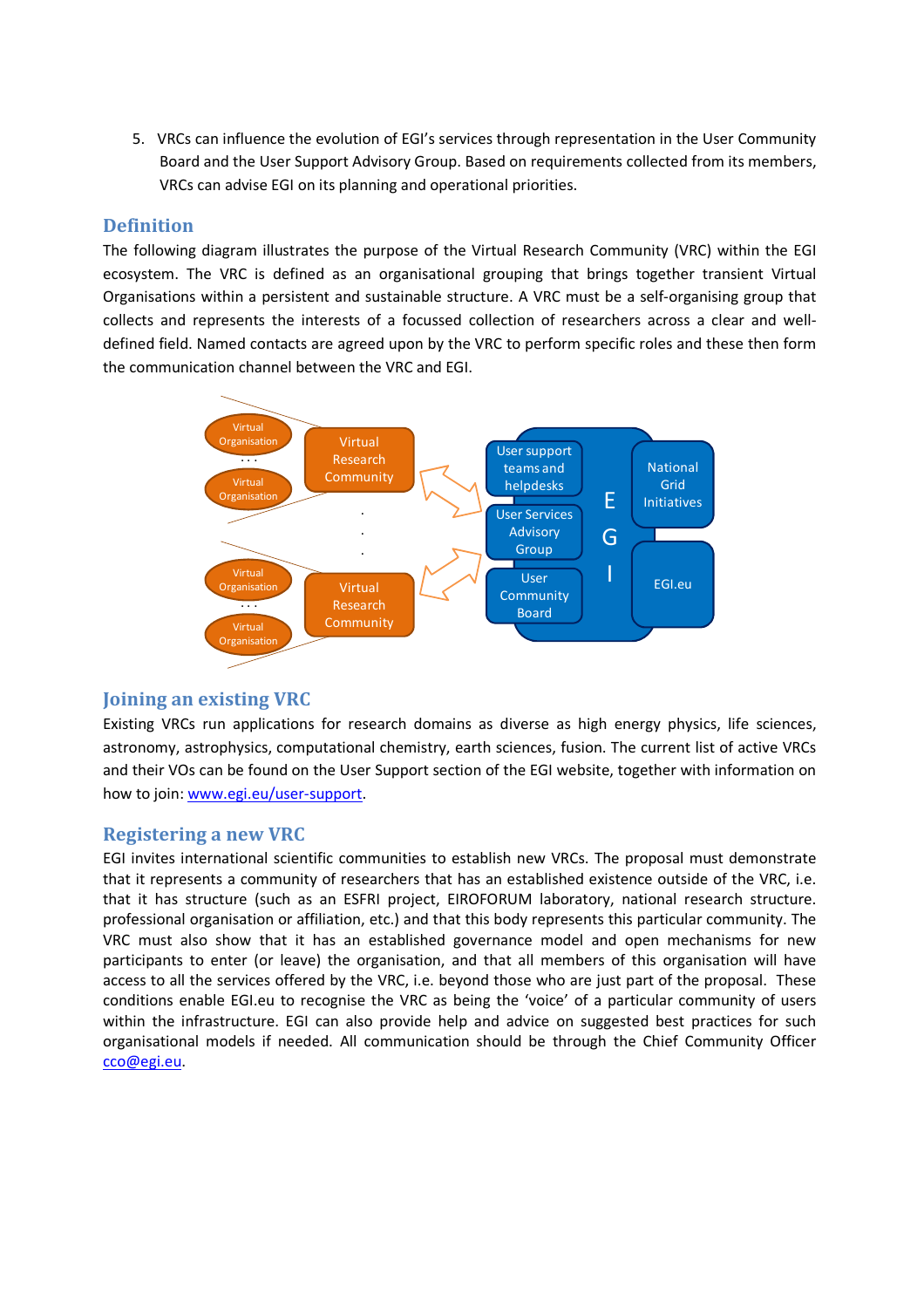5. VRCs can influence the evolution of EGI's services through representation in the User Community Board and the User Support Advisory Group. Based on requirements collected from its members, VRCs can advise EGI on its planning and operational priorities.

## Definition

The following diagram illustrates the purpose of the Virtual Research Community (VRC) within the EGI ecosystem. The VRC is defined as an organisational grouping that brings together transient Virtual Organisations within a persistent and sustainable structure. A VRC must be a self-organising group that collects and represents the interests of a focussed collection of researchers across a clear and well-defined field. Named contacts are agreed upon by the VRC to perform specific roles and these then form the communication channel between the VRC and EGI.

## Joining an existing VRC

Existing VRCs run applications for research domains as diverse as high energy physics, life sciences, astronomy, astrophysics, computational chemistry, earth sciences, fusion. The current list of active VRCs and their VOs can be found on the User Support section of the EGI website, together with information on how to join: www.egi.eu/user-support.

## Registering a new VRC

EGI invites international scientific communities to establish new VRCs. The proposal must demonstrate that it represents a community of researchers that has an established existence outside of the VRC, i.e. that it has structure (such as an ESFRI project, EIROFORUM laboratory, national research structure. professional organisation or affiliation, etc.) and that this body represents this particular community. The VRC must also show that it has an established governance model and open mechanisms for new participants to enter (or leave) the organisation, and that all members of this organisation will have access to all the services offered by the VRC, i.e. beyond those who are just part of the proposal. These conditions enable EGI.eu to recognise the VRC as being the 'voice' of a particular community of users within the infrastructure. EGI can also provide help and advice on suggested best practices for such organisational models if needed. All communication should be through the Chief Community Officer cco@egi.eu.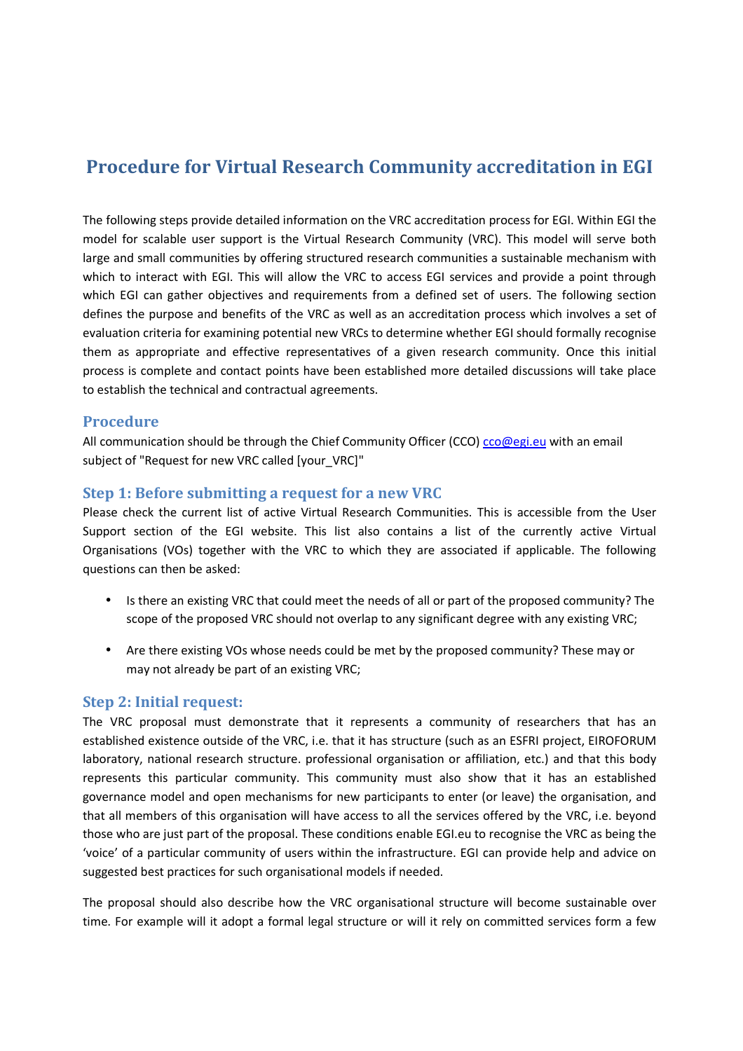# Procedure for Virtual Research Community accreditation in EGI

The following steps provide detailed information on the VRC accreditation process for EGI. Within EGI the model for scalable user support is the Virtual Research Community (VRC). This model will serve both large and small communities by offering structured research communities a sustainable mechanism with which to interact with EGI. This will allow the VRC to access EGI services and provide a point through which EGI can gather objectives and requirements from a defined set of users. The following section defines the purpose and benefits of the VRC as well as an accreditation process which involves a set of evaluation criteria for examining potential new VRCs to determine whether EGI should formally recognise them as appropriate and effective representatives of a given research community. Once this initial process is complete and contact points have been established more detailed discussions will take place to establish the technical and contractual agreements.

## Procedure

All communication should be through the Chief Community Officer (CCO) cco@egi.eu with an email subject of "Request for new VRC called [your_VRC]"

## Step 1: Before submitting a request for a new VRC

Please check the current list of active Virtual Research Communities. This is accessible from the User Support section of the EGI website. This list also contains a list of the currently active Virtual Organisations (VOs) together with the VRC to which they are associated if applicable. The following questions can then be asked:

- Is there an existing VRC that could meet the needs of all or part of the proposed community? The scope of the proposed VRC should not overlap to any significant degree with any existing VRC;
- Are there existing VOs whose needs could be met by the proposed community? These may or may not already be part of an existing VRC;

## Step 2: Initial request:

The VRC proposal must demonstrate that it represents a community of researchers that has an established existence outside of the VRC, i.e. that it has structure (such as an ESFRI project, EIROFORUM laboratory, national research structure. professional organisation or affiliation, etc.) and that this body represents this particular community. This community must also show that it has an established governance model and open mechanisms for new participants to enter (or leave) the organisation, and that all members of this organisation will have access to all the services offered by the VRC, i.e. beyond those who are just part of the proposal. These conditions enable EGI.eu to recognise the VRC as being the 'voice' of a particular community of users within the infrastructure. EGI can provide help and advice on suggested best practices for such organisational models if needed.

The proposal should also describe how the VRC organisational structure will become sustainable over time. For example will it adopt a formal legal structure or will it rely on committed services form a few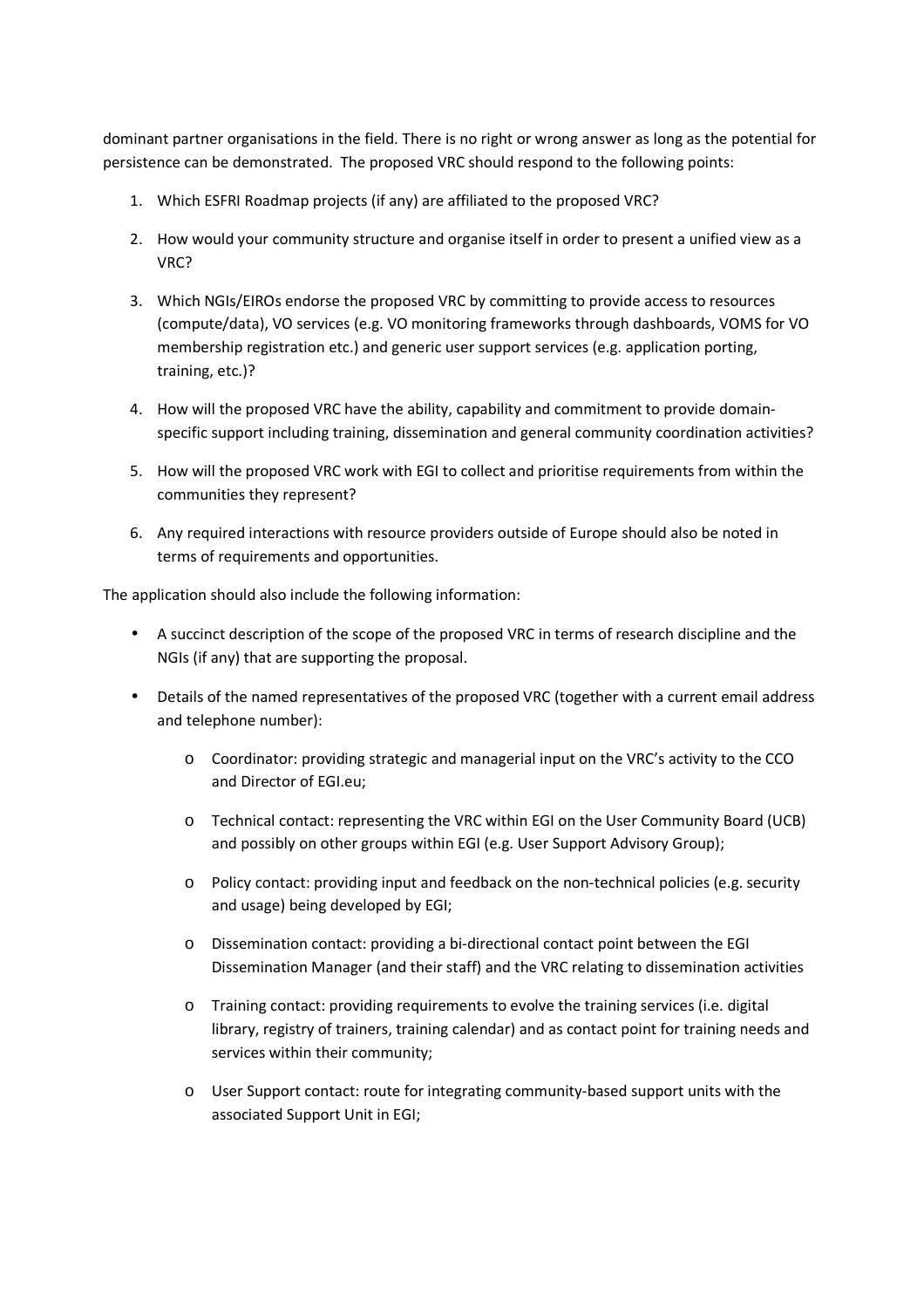dominant partner organisations in the field. There is no right or wrong answer as long as the potential for persistence can be demonstrated. The proposed VRC should respond to the following points:

1. Which ESFRI Roadmap projects (if any) are affiliated to the proposed VRC?
2. How would your community structure and organise itself in order to present a unified view as a VRC?
3. Which NGIs/EIROs endorse the proposed VRC by committing to provide access to resources (compute/data), VO services (e.g. VO monitoring frameworks through dashboards, VOMS for VO membership registration etc.) and generic user support services (e.g. application porting, training, etc.)?
4. How will the proposed VRC have the ability, capability and commitment to provide domain-specific support including training, dissemination and general community coordination activities?
5. How will the proposed VRC work with EGI to collect and prioritise requirements from within the communities they represent?
6. Any required interactions with resource providers outside of Europe should also be noted in terms of requirements and opportunities.

The application should also include the following information:

- A succinct description of the scope of the proposed VRC in terms of research discipline and the NGIs (if any) that are supporting the proposal.
- Details of the named representatives of the proposed VRC (together with a current email address and telephone number):
    - Coordinator: providing strategic and managerial input on the VRC's activity to the CCO and Director of EGI.eu;
    - Technical contact: representing the VRC within EGI on the User Community Board (UCB) and possibly on other groups within EGI (e.g. User Support Advisory Group);
    - Policy contact: providing input and feedback on the non-technical policies (e.g. security and usage) being developed by EGI;
    - Dissemination contact: providing a bi-directional contact point between the EGI Dissemination Manager (and their staff) and the VRC relating to dissemination activities
    - Training contact: providing requirements to evolve the training services (i.e. digital library, registry of trainers, training calendar) and as contact point for training needs and services within their community;
    - User Support contact: route for integrating community-based support units with the associated Support Unit in EGI;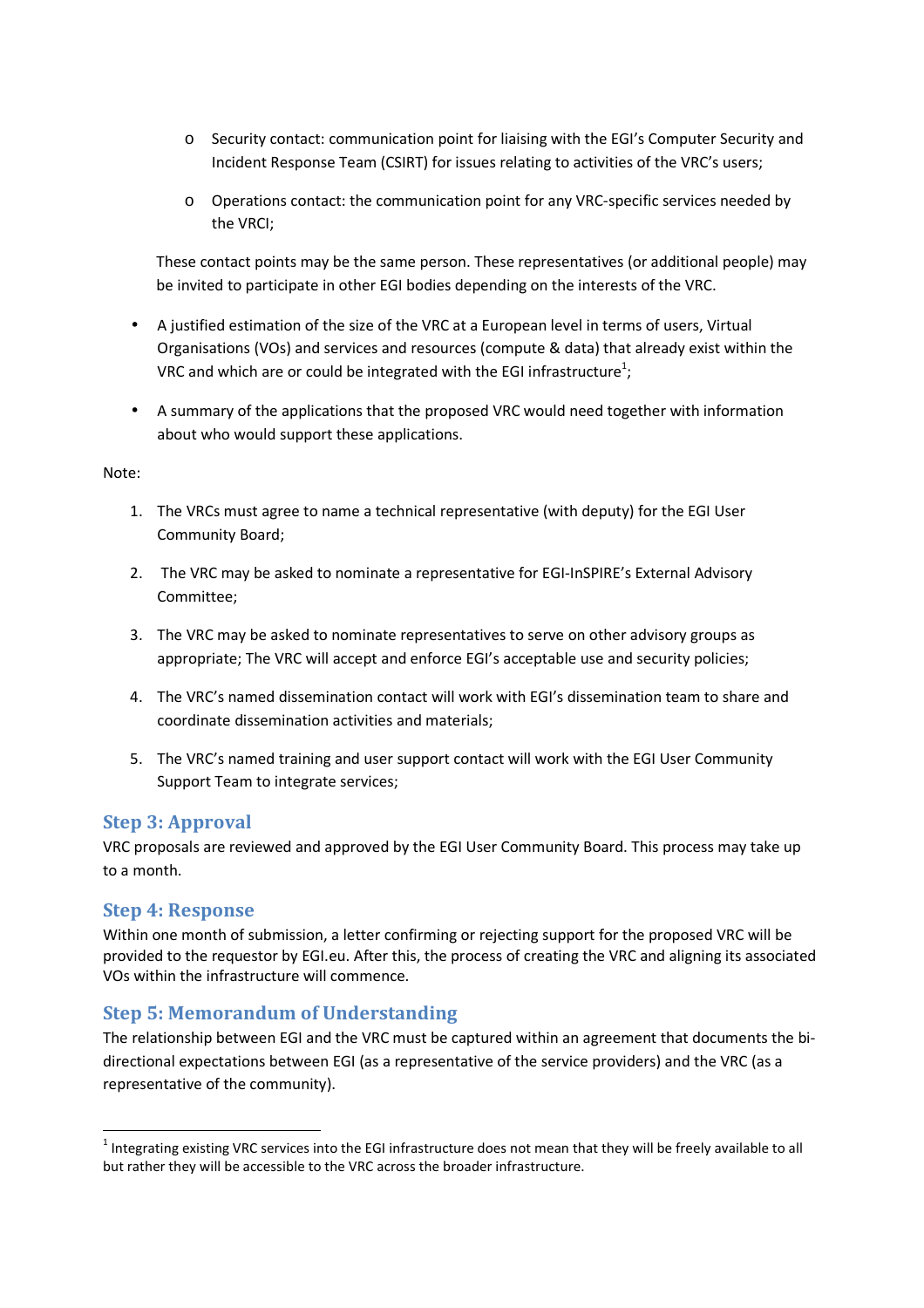- Security contact: communication point for liaising with the EGI's Computer Security and Incident Response Team (CSIRT) for issues relating to activities of the VRC's users;
  - Operations contact: the communication point for any VRC-specific services needed by the VRCI;

  These contact points may be the same person. These representatives (or additional people) may be invited to participate in other EGI bodies depending on the interests of the VRC.

- A justified estimation of the size of the VRC at a European level in terms of users, Virtual Organisations (VOs) and services and resources (compute & data) that already exist within the VRC and which are or could be integrated with the EGI infrastructure[1];
- A summary of the applications that the proposed VRC would need together with information about who would support these applications.

Note:

1. The VRCs must agree to name a technical representative (with deputy) for the EGI User Community Board;
2. The VRC may be asked to nominate a representative for EGI-InSPIRE's External Advisory Committee;
3. The VRC may be asked to nominate representatives to serve on other advisory groups as appropriate; The VRC will accept and enforce EGI's acceptable use and security policies;
4. The VRC's named dissemination contact will work with EGI's dissemination team to share and coordinate dissemination activities and materials;
5. The VRC's named training and user support contact will work with the EGI User Community Support Team to integrate services;

## Step 3: Approval

VRC proposals are reviewed and approved by the EGI User Community Board. This process may take up to a month.

## Step 4: Response

Within one month of submission, a letter confirming or rejecting support for the proposed VRC will be provided to the requestor by EGI.eu. After this, the process of creating the VRC and aligning its associated VOs within the infrastructure will commence.

## Step 5: Memorandum of Understanding

The relationship between EGI and the VRC must be captured within an agreement that documents the bi-directional expectations between EGI (as a representative of the service providers) and the VRC (as a representative of the community).

---

[1] Integrating existing VRC services into the EGI infrastructure does not mean that they will be freely available to all but rather they will be accessible to the VRC across the broader infrastructure.